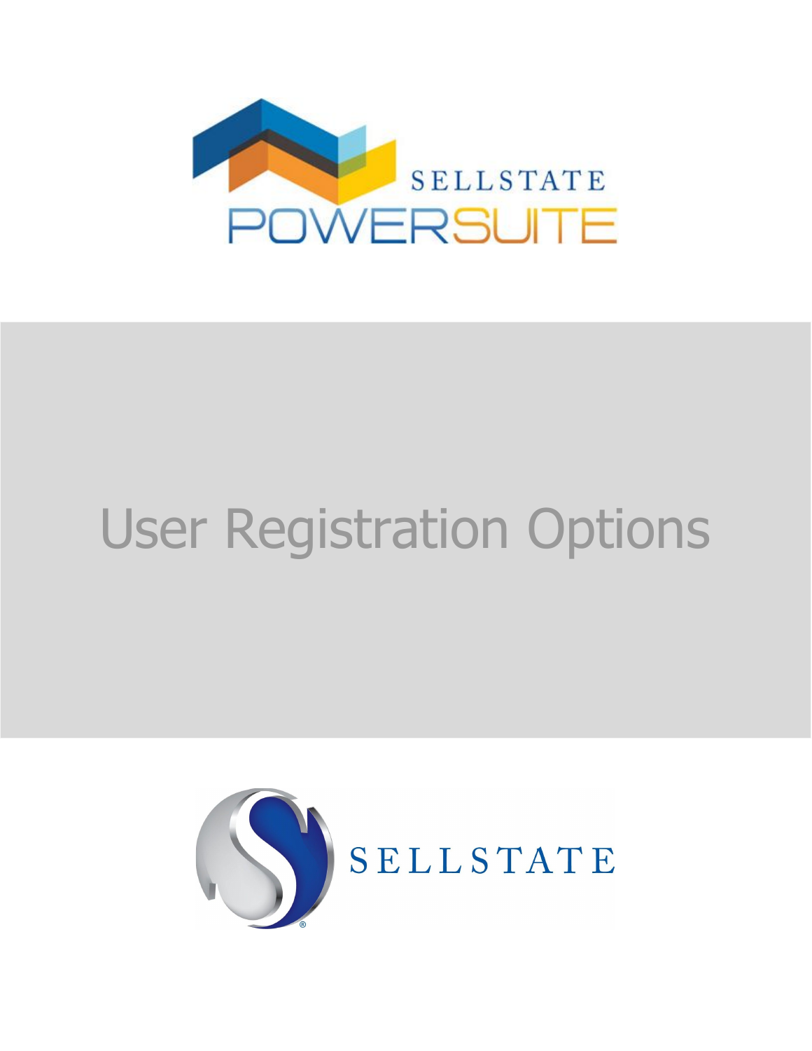SELLSTATE POWERSUITE

# User Registration Options

SELLSTATE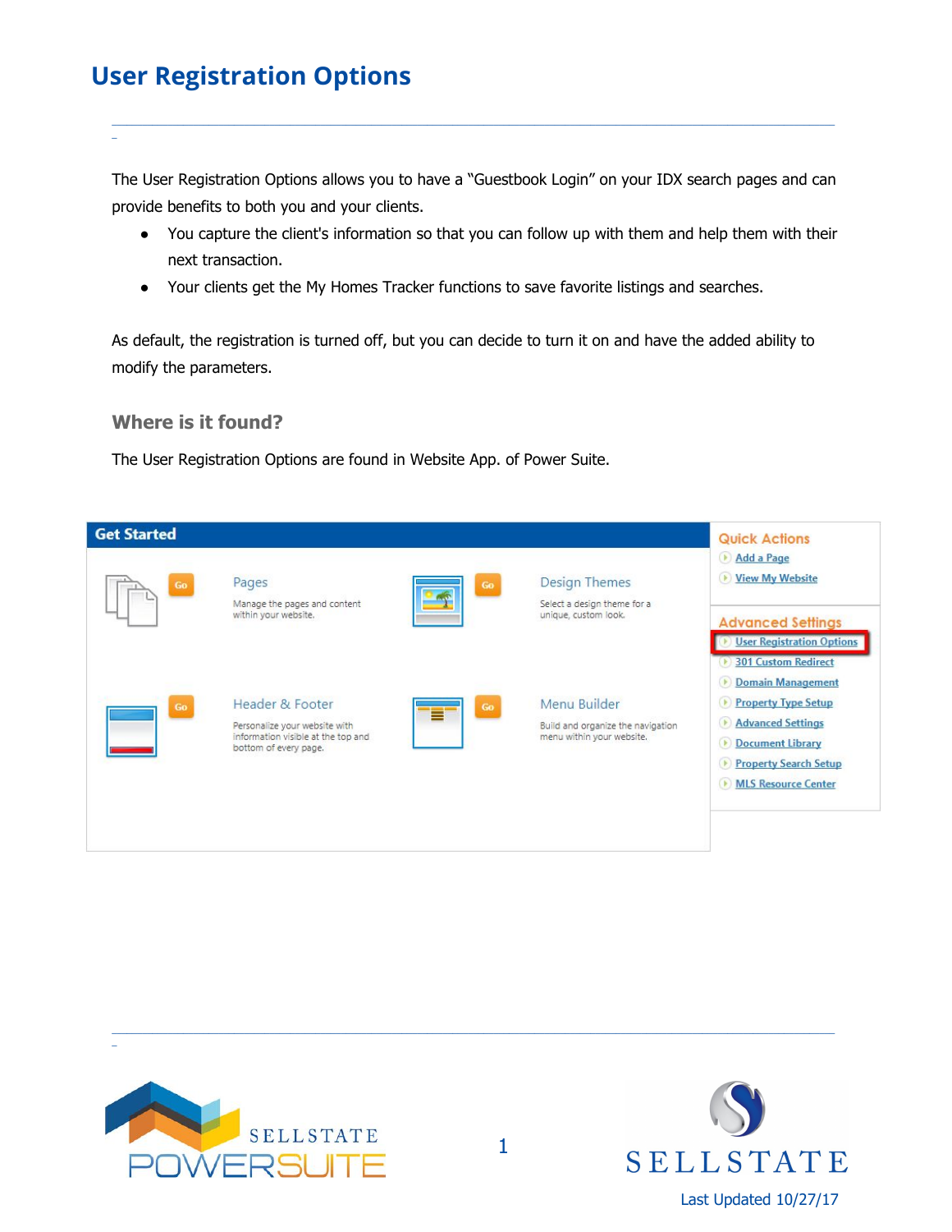# User Registration Options

The User Registration Options allows you to have a "Guestbook Login" on your IDX search pages and can provide benefits to both you and your clients.

- You capture the client's information so that you can follow up with them and help them with their next transaction.
- Your clients get the My Homes Tracker functions to save favorite listings and searches.

As default, the registration is turned off, but you can decide to turn it on and have the added ability to modify the parameters.

### Where is it found?

The User Registration Options are found in Website App. of Power Suite.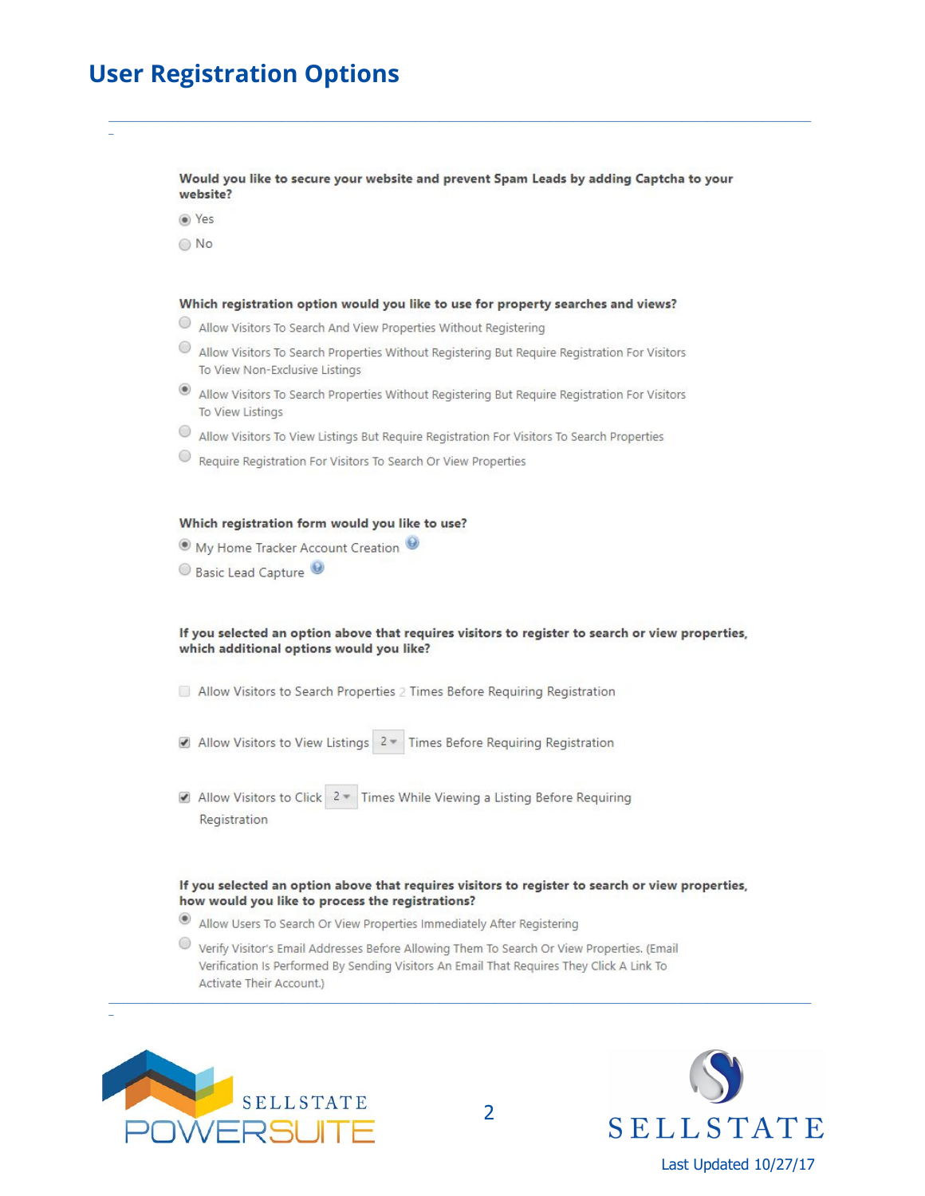## User Registration Options

**Would you like to secure your website and prevent Spam Leads by adding Captcha to your website?**

- (•) Yes
- ( ) No

**Which registration option would you like to use for property searches and views?**

- ( ) Allow Visitors To Search And View Properties Without Registering
- ( ) Allow Visitors To Search Properties Without Registering But Require Registration For Visitors To View Non-Exclusive Listings
- (•) Allow Visitors To Search Properties Without Registering But Require Registration For Visitors To View Listings
- ( ) Allow Visitors To View Listings But Require Registration For Visitors To Search Properties
- ( ) Require Registration For Visitors To Search Or View Properties

**Which registration form would you like to use?**

- (•) My Home Tracker Account Creation
- ( ) Basic Lead Capture

**If you selected an option above that requires visitors to register to search or view properties, which additional options would you like?**

- [ ] Allow Visitors to Search Properties 2 Times Before Requiring Registration
- [x] Allow Visitors to View Listings 2 Times Before Requiring Registration
- [x] Allow Visitors to Click 2 Times While Viewing a Listing Before Requiring Registration

**If you selected an option above that requires visitors to register to search or view properties, how would you like to process the registrations?**

- (•) Allow Users To Search Or View Properties Immediately After Registering
- ( ) Verify Visitor's Email Addresses Before Allowing Them To Search Or View Properties. (Email Verification Is Performed By Sending Visitors An Email That Requires They Click A Link To Activate Their Account.)

Last Updated 10/27/17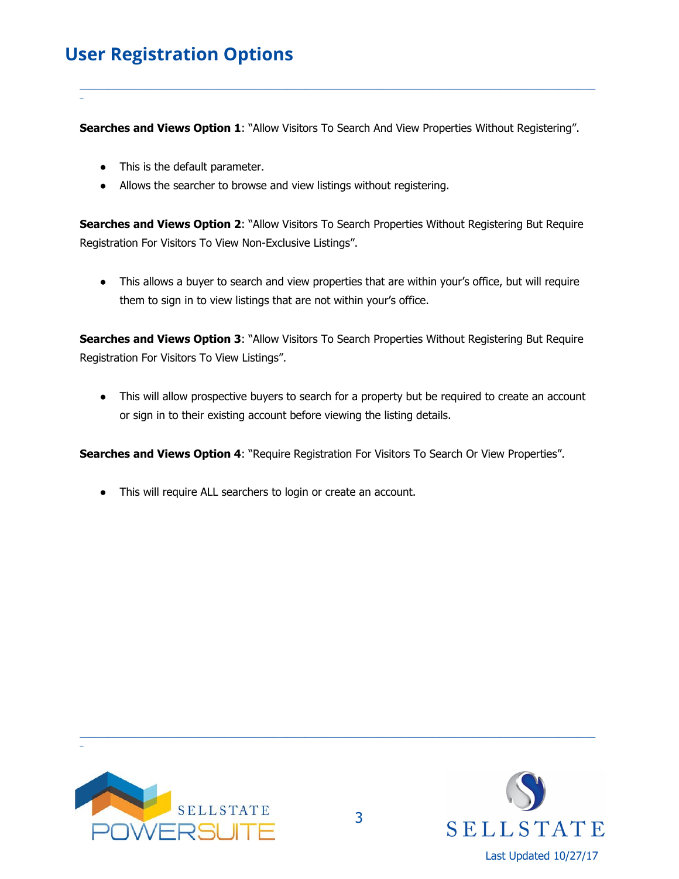# User Registration Options

**Searches and Views Option 1**: "Allow Visitors To Search And View Properties Without Registering".

- This is the default parameter.
- Allows the searcher to browse and view listings without registering.

**Searches and Views Option 2**: "Allow Visitors To Search Properties Without Registering But Require Registration For Visitors To View Non-Exclusive Listings".

- This allows a buyer to search and view properties that are within your's office, but will require them to sign in to view listings that are not within your's office.

**Searches and Views Option 3**: "Allow Visitors To Search Properties Without Registering But Require Registration For Visitors To View Listings".

- This will allow prospective buyers to search for a property but be required to create an account or sign in to their existing account before viewing the listing details.

**Searches and Views Option 4**: "Require Registration For Visitors To Search Or View Properties".

- This will require ALL searchers to login or create an account.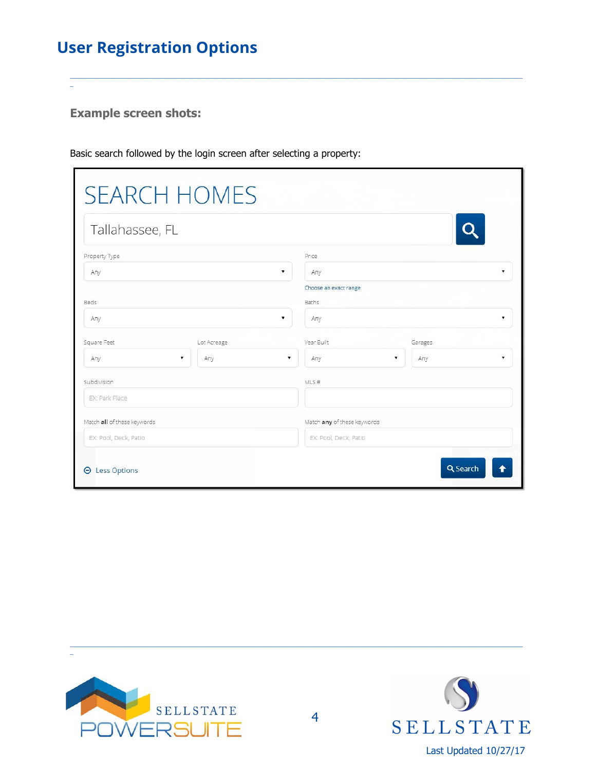# User Registration Options

### Example screen shots:

Basic search followed by the login screen after selecting a property: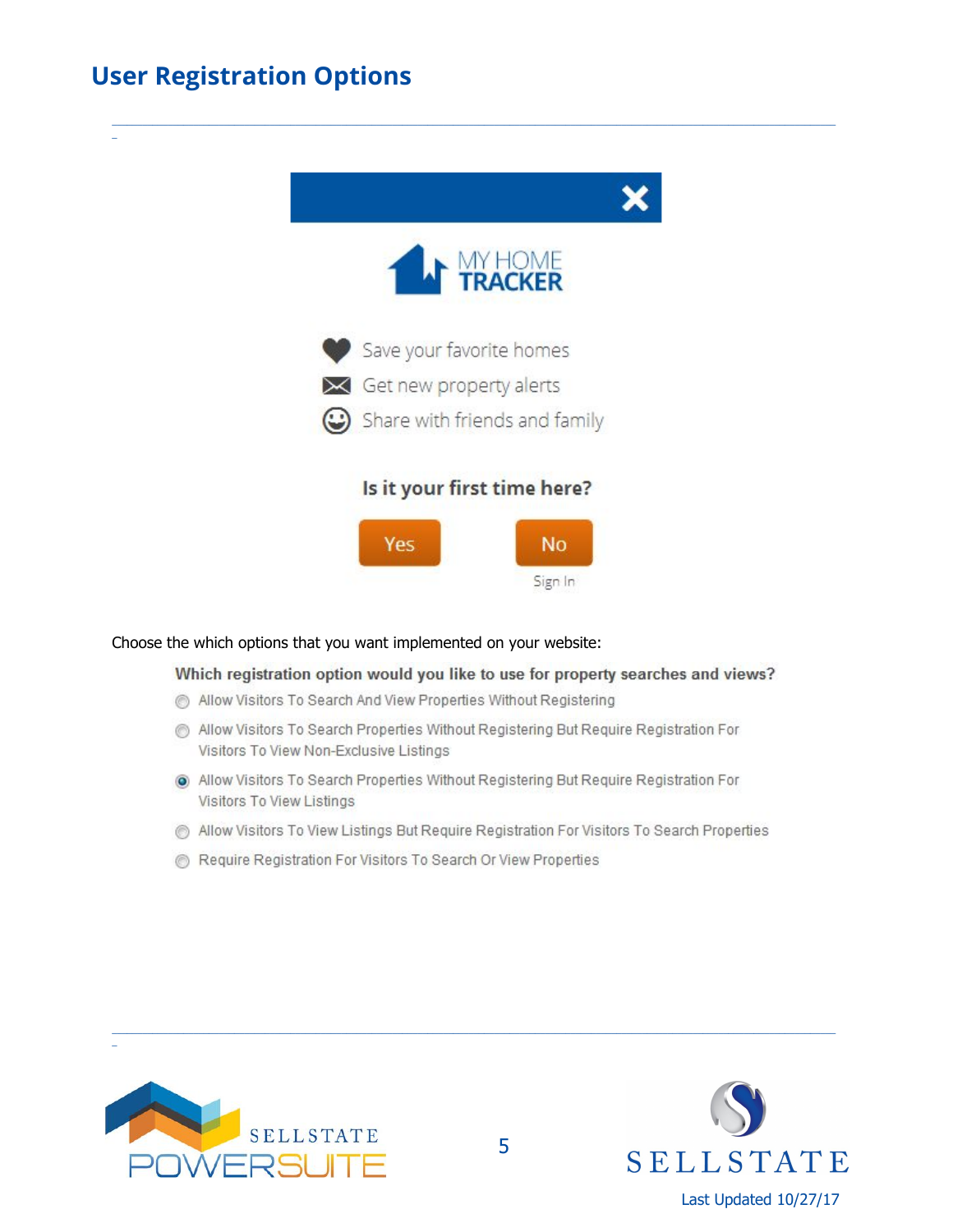# User Registration Options

MY HOME TRACKER

Save your favorite homes

Get new property alerts

Share with friends and family

**Is it your first time here?**

Yes No

Sign In

Choose the which options that you want implemented on your website:

**Which registration option would you like to use for property searches and views?**

- Allow Visitors To Search And View Properties Without Registering
- Allow Visitors To Search Properties Without Registering But Require Registration For Visitors To View Non-Exclusive Listings
- Allow Visitors To Search Properties Without Registering But Require Registration For Visitors To View Listings
- Allow Visitors To View Listings But Require Registration For Visitors To Search Properties
- Require Registration For Visitors To Search Or View Properties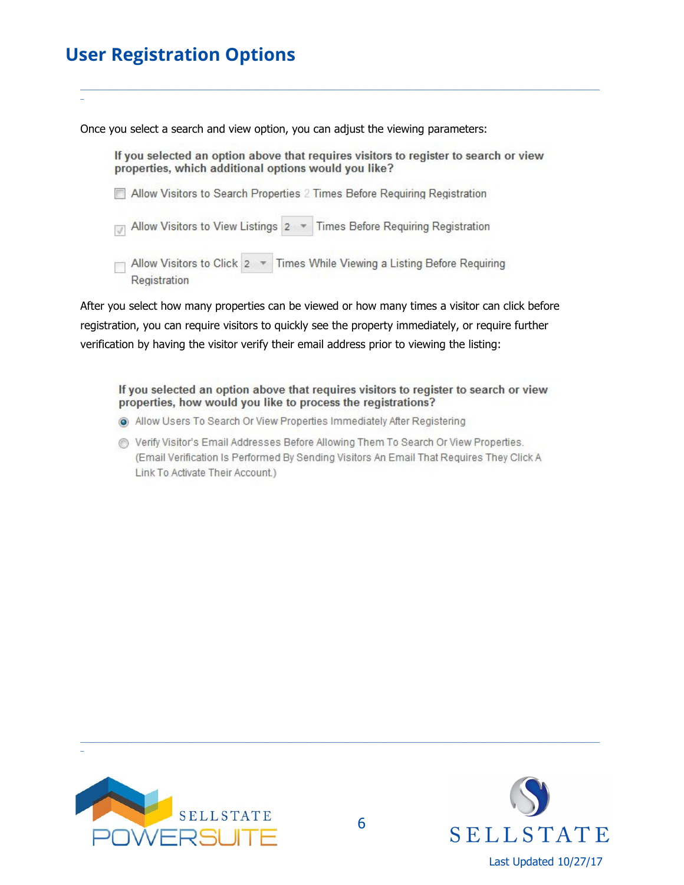# User Registration Options

Once you select a search and view option, you can adjust the viewing parameters:

**If you selected an option above that requires visitors to register to search or view properties, which additional options would you like?**

- [ ] Allow Visitors to Search Properties 2 Times Before Requiring Registration
- [x] Allow Visitors to View Listings 2 Times Before Requiring Registration
- [ ] Allow Visitors to Click 2 Times While Viewing a Listing Before Requiring Registration

After you select how many properties can be viewed or how many times a visitor can click before registration, you can require visitors to quickly see the property immediately, or require further verification by having the visitor verify their email address prior to viewing the listing:

**If you selected an option above that requires visitors to register to search or view properties, how would you like to process the registrations?**

- (●) Allow Users To Search Or View Properties Immediately After Registering
- ( ) Verify Visitor's Email Addresses Before Allowing Them To Search Or View Properties. (Email Verification Is Performed By Sending Visitors An Email That Requires They Click A Link To Activate Their Account.)

Last Updated 10/27/17